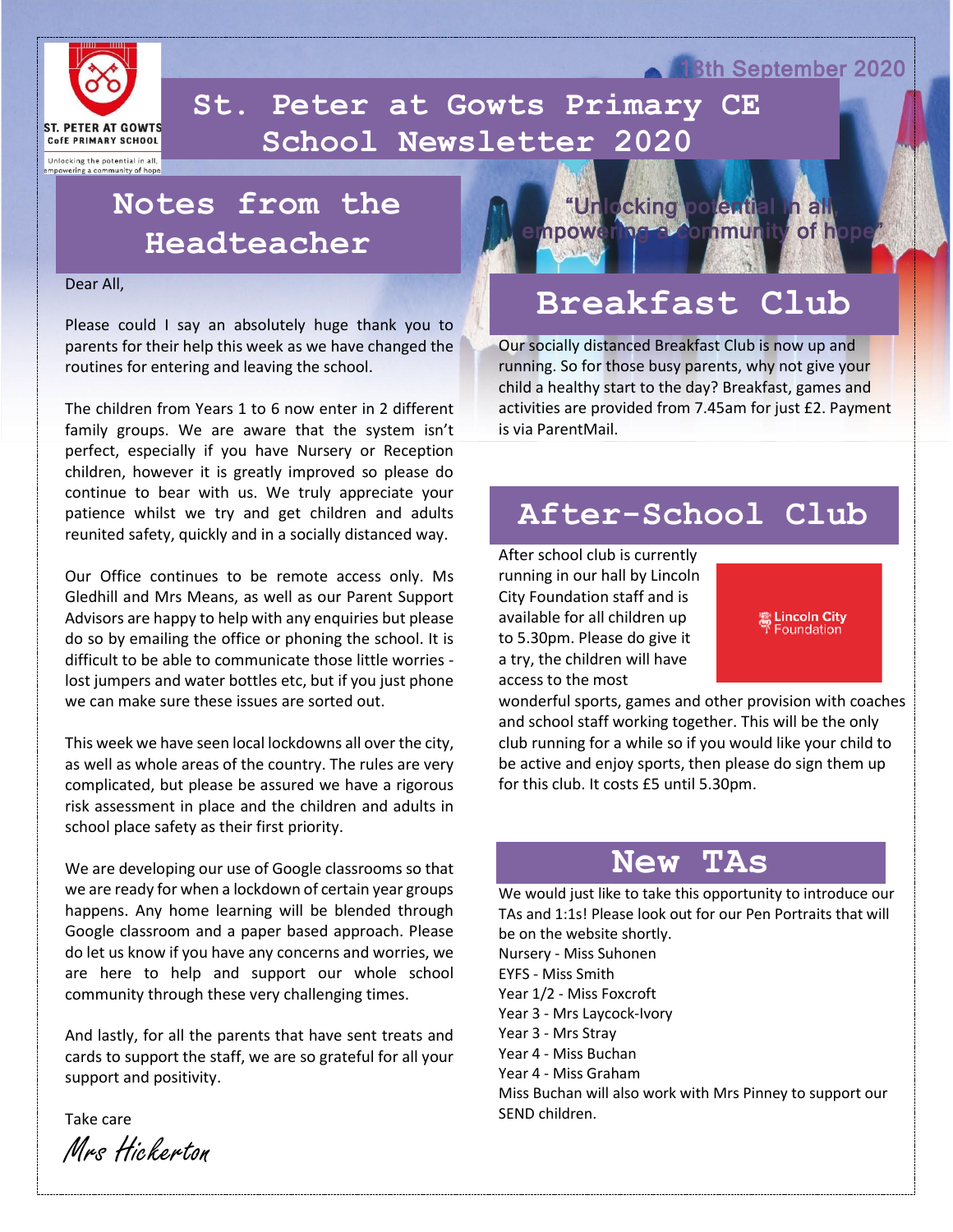18th September 2020

# St. Peter at Gowts Primary CE School Newsletter 2020

ST. PETER AT GOWTS CofE PRIMARY SCHOOL

Unlocking the potential in all, empowering a community of hope

"Unlocking potential in all, empowering a community of hope"

## Notes from the Headteacher

Dear All,

Please could I say an absolutely huge thank you to parents for their help this week as we have changed the routines for entering and leaving the school.

The children from Years 1 to 6 now enter in 2 different family groups. We are aware that the system isn't perfect, especially if you have Nursery or Reception children, however it is greatly improved so please do continue to bear with us. We truly appreciate your patience whilst we try and get children and adults reunited safety, quickly and in a socially distanced way.

Our Office continues to be remote access only. Ms Gledhill and Mrs Means, as well as our Parent Support Advisors are happy to help with any enquiries but please do so by emailing the office or phoning the school. It is difficult to be able to communicate those little worries - lost jumpers and water bottles etc, but if you just phone we can make sure these issues are sorted out.

This week we have seen local lockdowns all over the city, as well as whole areas of the country. The rules are very complicated, but please be assured we have a rigorous risk assessment in place and the children and adults in school place safety as their first priority.

We are developing our use of Google classrooms so that we are ready for when a lockdown of certain year groups happens. Any home learning will be blended through Google classroom and a paper based approach. Please do let us know if you have any concerns and worries, we are here to help and support our whole school community through these very challenging times.

And lastly, for all the parents that have sent treats and cards to support the staff, we are so grateful for all your support and positivity.

Take care

*Mrs Hickerton*

## Breakfast Club

Our socially distanced Breakfast Club is now up and running. So for those busy parents, why not give your child a healthy start to the day? Breakfast, games and activities are provided from 7.45am for just £2. Payment is via ParentMail.

## After-School Club

After school club is currently running in our hall by Lincoln City Foundation staff and is available for all children up to 5.30pm. Please do give it a try, the children will have access to the most wonderful sports, games and other provision with coaches and school staff working together. This will be the only club running for a while so if you would like your child to be active and enjoy sports, then please do sign them up for this club. It costs £5 until 5.30pm.

Lincoln City Foundation

## New TAs

We would just like to take this opportunity to introduce our TAs and 1:1s! Please look out for our Pen Portraits that will be on the website shortly.

Nursery - Miss Suhonen
EYFS - Miss Smith
Year 1/2 - Miss Foxcroft
Year 3 - Mrs Laycock-Ivory
Year 3 - Mrs Stray
Year 4 - Miss Buchan
Year 4 - Miss Graham
Miss Buchan will also work with Mrs Pinney to support our SEND children.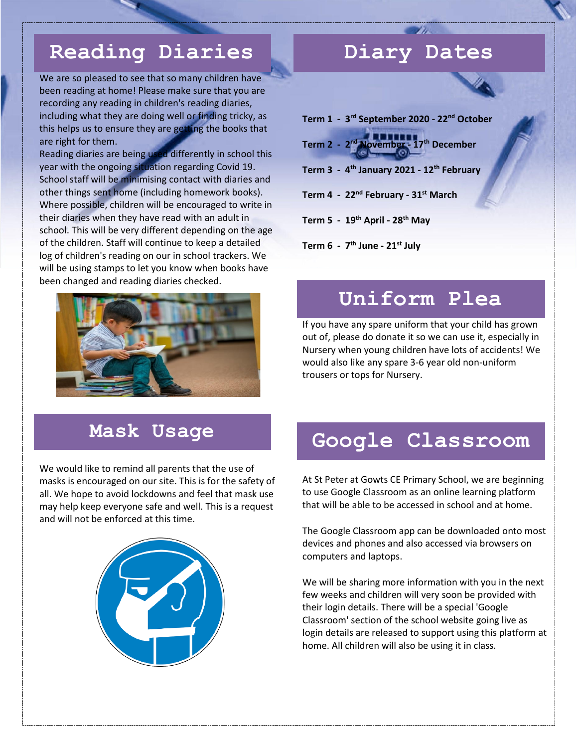## Reading Diaries

We are so pleased to see that so many children have been reading at home! Please make sure that you are recording any reading in children's reading diaries, including what they are doing well or finding tricky, as this helps us to ensure they are getting the books that are right for them.

Reading diaries are being used differently in school this year with the ongoing situation regarding Covid 19. School staff will be minimising contact with diaries and other things sent home (including homework books). Where possible, children will be encouraged to write in their diaries when they have read with an adult in school. This will be very different depending on the age of the children. Staff will continue to keep a detailed log of children's reading on our in school trackers. We will be using stamps to let you know when books have been changed and reading diaries checked.

## Mask Usage

We would like to remind all parents that the use of masks is encouraged on our site. This is for the safety of all. We hope to avoid lockdowns and feel that mask use may help keep everyone safe and well. This is a request and will not be enforced at this time.

## Diary Dates

**Term 1 - 3rd September 2020 - 22nd October**

**Term 2 - 2nd November - 17th December**

**Term 3 - 4th January 2021 - 12th February**

**Term 4 - 22nd February - 31st March**

**Term 5 - 19th April - 28th May**

**Term 6 - 7th June - 21st July**

## Uniform Plea

If you have any spare uniform that your child has grown out of, please do donate it so we can use it, especially in Nursery when young children have lots of accidents! We would also like any spare 3-6 year old non-uniform trousers or tops for Nursery.

## Google Classroom

At St Peter at Gowts CE Primary School, we are beginning to use Google Classroom as an online learning platform that will be able to be accessed in school and at home.

The Google Classroom app can be downloaded onto most devices and phones and also accessed via browsers on computers and laptops.

We will be sharing more information with you in the next few weeks and children will very soon be provided with their login details. There will be a special 'Google Classroom' section of the school website going live as login details are released to support using this platform at home. All children will also be using it in class.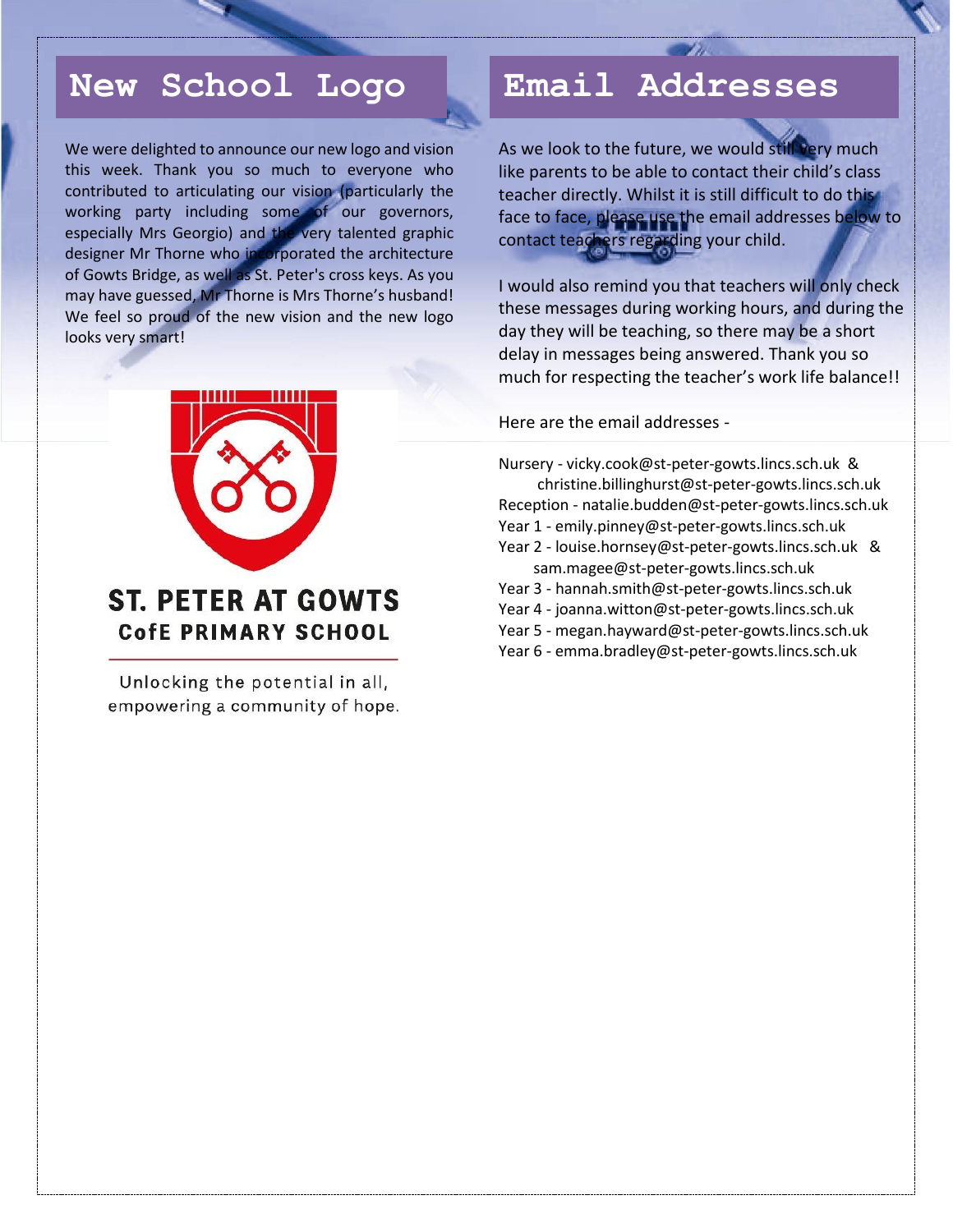## New School Logo

We were delighted to announce our new logo and vision this week. Thank you so much to everyone who contributed to articulating our vision (particularly the working party including some of our governors, especially Mrs Georgio) and the very talented graphic designer Mr Thorne who incorporated the architecture of Gowts Bridge, as well as St. Peter's cross keys. As you may have guessed, Mr Thorne is Mrs Thorne's husband! We feel so proud of the new vision and the new logo looks very smart!

**ST. PETER AT GOWTS**
**CofE PRIMARY SCHOOL**

Unlocking the potential in all,
empowering a community of hope.

## Email Addresses

As we look to the future, we would still very much like parents to be able to contact their child's class teacher directly. Whilst it is still difficult to do this face to face, please use the email addresses below to contact teachers regarding your child.

I would also remind you that teachers will only check these messages during working hours, and during the day they will be teaching, so there may be a short delay in messages being answered. Thank you so much for respecting the teacher's work life balance!!

Here are the email addresses -

Nursery - vicky.cook@st-peter-gowts.lincs.sch.uk &
christine.billinghurst@st-peter-gowts.lincs.sch.uk
Reception - natalie.budden@st-peter-gowts.lincs.sch.uk
Year 1 - emily.pinney@st-peter-gowts.lincs.sch.uk
Year 2 - louise.hornsey@st-peter-gowts.lincs.sch.uk &
sam.magee@st-peter-gowts.lincs.sch.uk
Year 3 - hannah.smith@st-peter-gowts.lincs.sch.uk
Year 4 - joanna.witton@st-peter-gowts.lincs.sch.uk
Year 5 - megan.hayward@st-peter-gowts.lincs.sch.uk
Year 6 - emma.bradley@st-peter-gowts.lincs.sch.uk